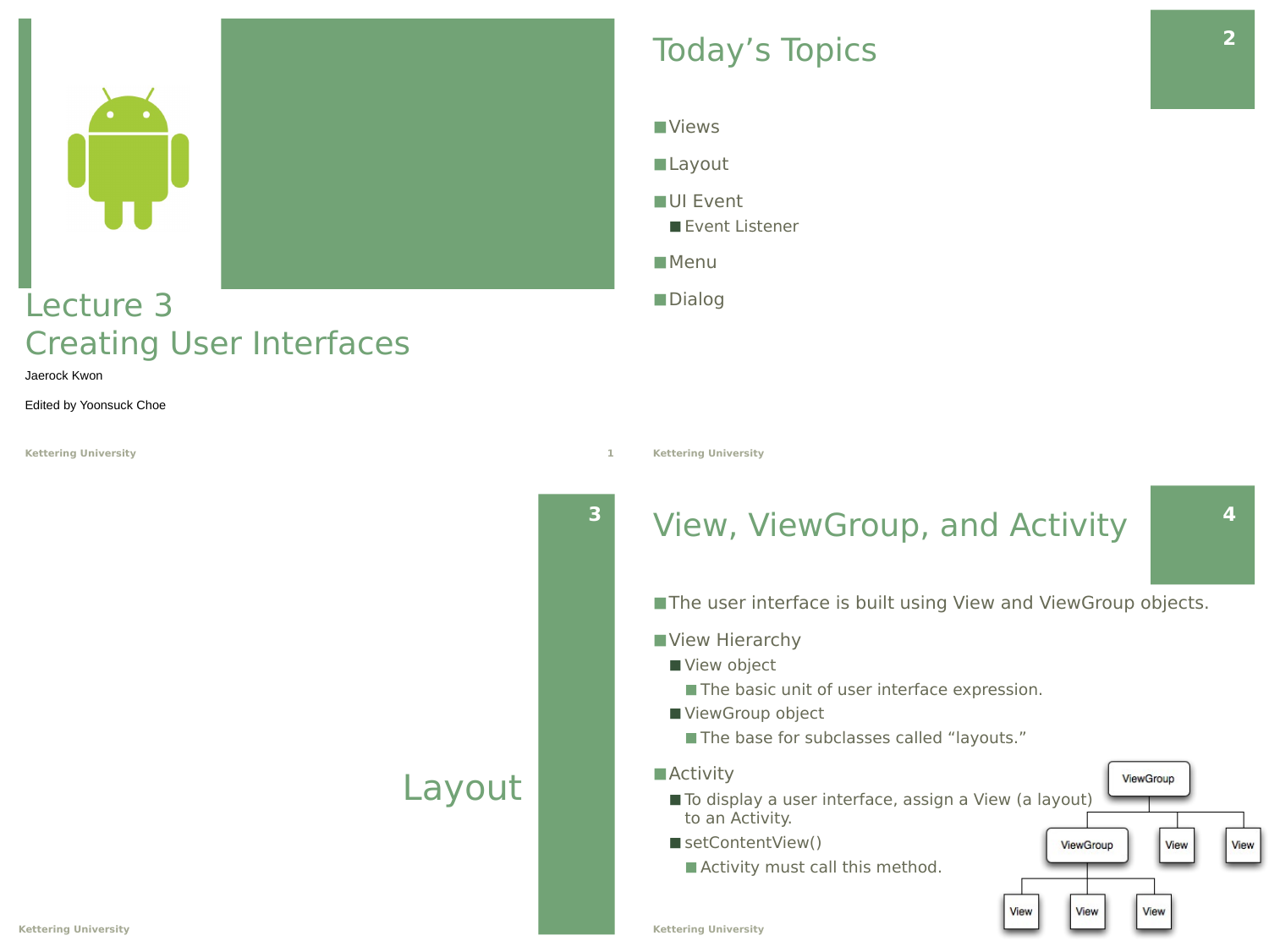# Lecture 3
# Creating User Interfaces

Jaerock Kwon

Edited by Yoonsuck Choe

## Today's Topics

- Views
- Layout
- UI Event
  - Event Listener
- Menu
- Dialog

# Layout

## View, ViewGroup, and Activity

- The user interface is built using View and ViewGroup objects.
- View Hierarchy
  - View object
    - The basic unit of user interface expression.
  - ViewGroup object
    - The base for subclasses called "layouts."
- Activity
  - To display a user interface, assign a View (a layout) to an Activity.
  - setContentView()
    - Activity must call this method.

ViewGroup
- ViewGroup
  - View
  - View
  - View
- View
- View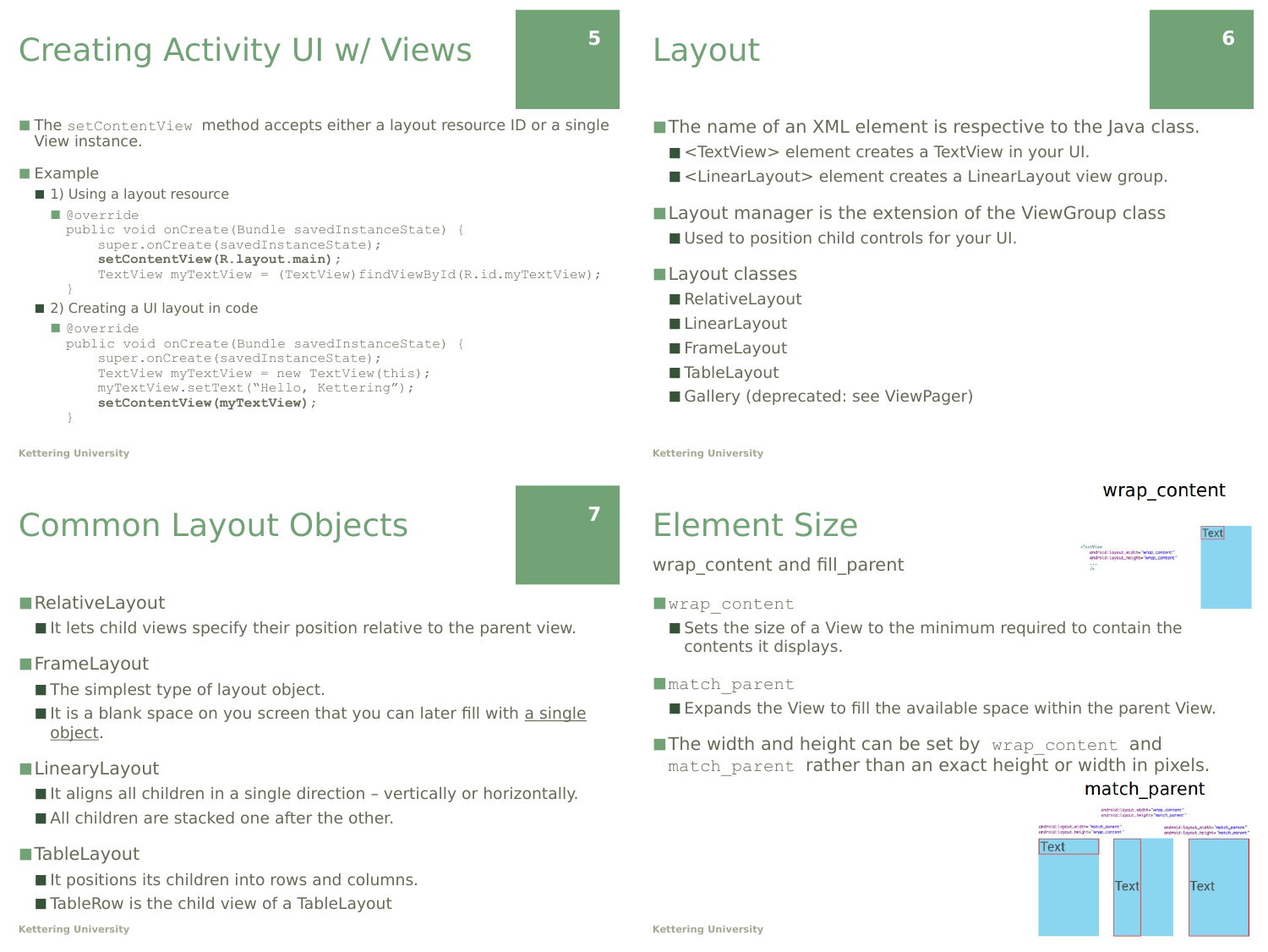# Creating Activity UI w/ Views

- The `setContentView` method accepts either a layout resource ID or a single View instance.
- Example
  - 1) Using a layout resource

```
@override
public void onCreate(Bundle savedInstanceState) {
    super.onCreate(savedInstanceState);
    setContentView(R.layout.main);
    TextView myTextView = (TextView)findViewById(R.id.myTextView);
}
```

  - 2) Creating a UI layout in code

```
@override
public void onCreate(Bundle savedInstanceState) {
    super.onCreate(savedInstanceState);
    TextView myTextView = new TextView(this);
    myTextView.setText("Hello, Kettering");
    setContentView(myTextView);
}
```

# Layout

- The name of an XML element is respective to the Java class.
  - <TextView> element creates a TextView in your UI.
  - <LinearLayout> element creates a LinearLayout view group.
- Layout manager is the extension of the ViewGroup class
  - Used to position child controls for your UI.
- Layout classes
  - RelativeLayout
  - LinearLayout
  - FrameLayout
  - TableLayout
  - Gallery (deprecated: see ViewPager)

# Common Layout Objects

- RelativeLayout
  - It lets child views specify their position relative to the parent view.
- FrameLayout
  - The simplest type of layout object.
  - It is a blank space on you screen that you can later fill with a single object.
- LinearyLayout
  - It aligns all children in a single direction – vertically or horizontally.
  - All children are stacked one after the other.
- TableLayout
  - It positions its children into rows and columns.
  - TableRow is the child view of a TableLayout

# Element Size

wrap_content and fill_parent

- `wrap_content`
  - Sets the size of a View to the minimum required to contain the contents it displays.
- `match_parent`
  - Expands the View to fill the available space within the parent View.
- The width and height can be set by `wrap_content` and `match_parent` rather than an exact height or width in pixels.

wrap_content

match_parent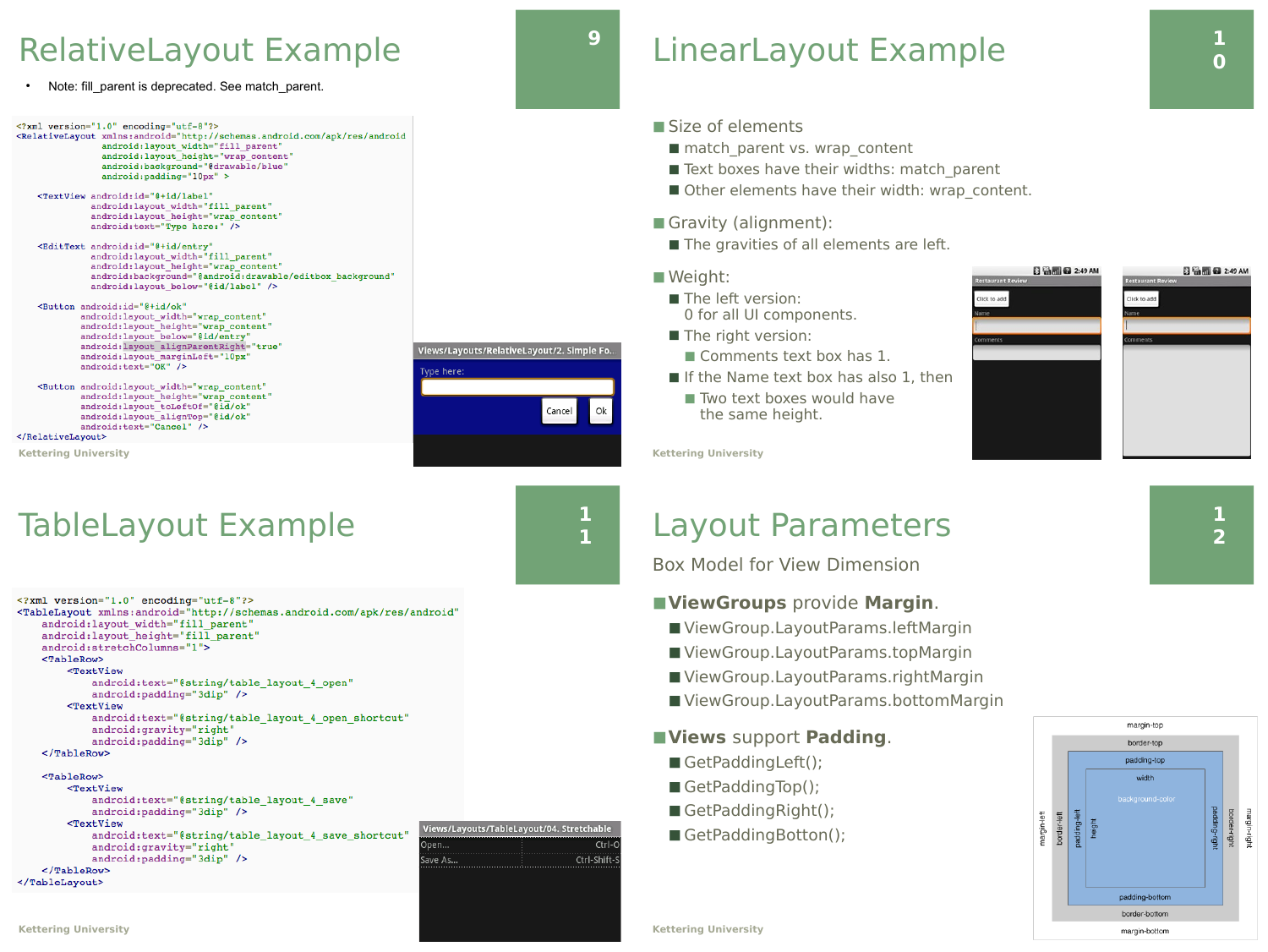# RelativeLayout Example

- Note: fill_parent is deprecated. See match_parent.

```
<?xml version="1.0" encoding="utf-8"?>
<RelativeLayout xmlns:android="http://schemas.android.com/apk/res/android"
                android:layout_width="fill_parent"
                android:layout_height="wrap_content"
                android:background="@drawable/blue"
                android:padding="10px" >

    <TextView android:id="@+id/label"
              android:layout_width="fill_parent"
              android:layout_height="wrap_content"
              android:text="Type here:" />

    <EditText android:id="@+id/entry"
              android:layout_width="fill_parent"
              android:layout_height="wrap_content"
              android:background="@android:drawable/editbox_background"
              android:layout_below="@id/label" />

    <Button android:id="@+id/ok"
            android:layout_width="wrap_content"
            android:layout_height="wrap_content"
            android:layout_below="@id/entry"
            android:layout_alignParentRight="true"
            android:layout_marginLeft="10px"
            android:text="OK" />

    <Button android:layout_width="wrap_content"
            android:layout_height="wrap_content"
            android:layout_toLeftOf="@id/ok"
            android:layout_alignTop="@id/ok"
            android:text="Cancel" />
</RelativeLayout>
```

# LinearLayout Example

- Size of elements
  - match_parent vs. wrap_content
  - Text boxes have their widths: match_parent
  - Other elements have their width: wrap_content.
- Gravity (alignment):
  - The gravities of all elements are left.
- Weight:
  - The left version:
    0 for all UI components.
  - The right version:
    - Comments text box has 1.
  - If the Name text box has also 1, then
    - Two text boxes would have the same height.

# TableLayout Example

```
<?xml version="1.0" encoding="utf-8"?>
<TableLayout xmlns:android="http://schemas.android.com/apk/res/android"
    android:layout_width="fill_parent"
    android:layout_height="fill_parent"
    android:stretchColumns="1">
    <TableRow>
        <TextView
            android:text="@string/table_layout_4_open"
            android:padding="3dip" />
        <TextView
            android:text="@string/table_layout_4_open_shortcut"
            android:gravity="right"
            android:padding="3dip" />
    </TableRow>

    <TableRow>
        <TextView
            android:text="@string/table_layout_4_save"
            android:padding="3dip" />
        <TextView
            android:text="@string/table_layout_4_save_shortcut"
            android:gravity="right"
            android:padding="3dip" />
    </TableRow>
</TableLayout>
```

# Layout Parameters

Box Model for View Dimension

- **ViewGroups** provide **Margin**.
  - ViewGroup.LayoutParams.leftMargin
  - ViewGroup.LayoutParams.topMargin
  - ViewGroup.LayoutParams.rightMargin
  - ViewGroup.LayoutParams.bottomMargin
- **Views** support **Padding**.
  - GetPaddingLeft();
  - GetPaddingTop();
  - GetPaddingRight();
  - GetPaddingBotton();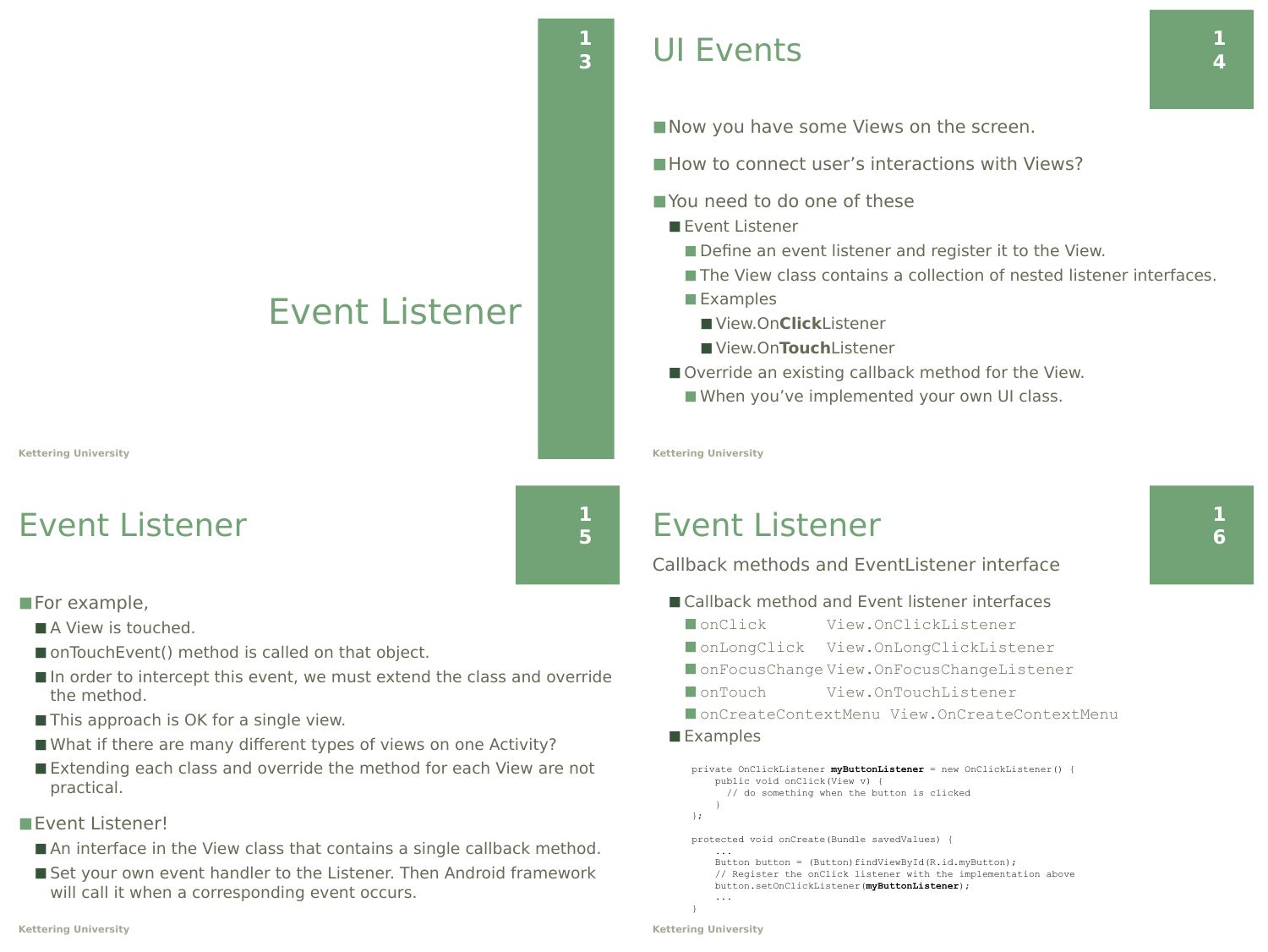# Event Listener

# UI Events

- Now you have some Views on the screen.
- How to connect user's interactions with Views?
- You need to do one of these
  - Event Listener
    - Define an event listener and register it to the View.
    - The View class contains a collection of nested listener interfaces.
    - Examples
      - View.On**Click**Listener
      - View.On**Touch**Listener
  - Override an existing callback method for the View.
    - When you've implemented your own UI class.

# Event Listener

- For example,
  - A View is touched.
  - onTouchEvent() method is called on that object.
  - In order to intercept this event, we must extend the class and override the method.
  - This approach is OK for a single view.
  - What if there are many different types of views on one Activity?
  - Extending each class and override the method for each View are not practical.
- Event Listener!
  - An interface in the View class that contains a single callback method.
  - Set your own event handler to the Listener. Then Android framework will call it when a corresponding event occurs.

# Event Listener

Callback methods and EventListener interface

- Callback method and Event listener interfaces
  - `onClick` `View.OnClickListener`
  - `onLongClick` `View.OnLongClickListener`
  - `onFocusChange` `View.OnFocusChangeListener`
  - `onTouch` `View.OnTouchListener`
  - `onCreateContextMenu` `View.OnCreateContextMenu`
- Examples

```
private OnClickListener myButtonListener = new OnClickListener() {
    public void onClick(View v) {
      // do something when the button is clicked
    }
};

protected void onCreate(Bundle savedValues) {
    ...
    Button button = (Button)findViewById(R.id.myButton);
    // Register the onClick listener with the implementation above
    button.setOnClickListener(myButtonListener);
    ...
}
```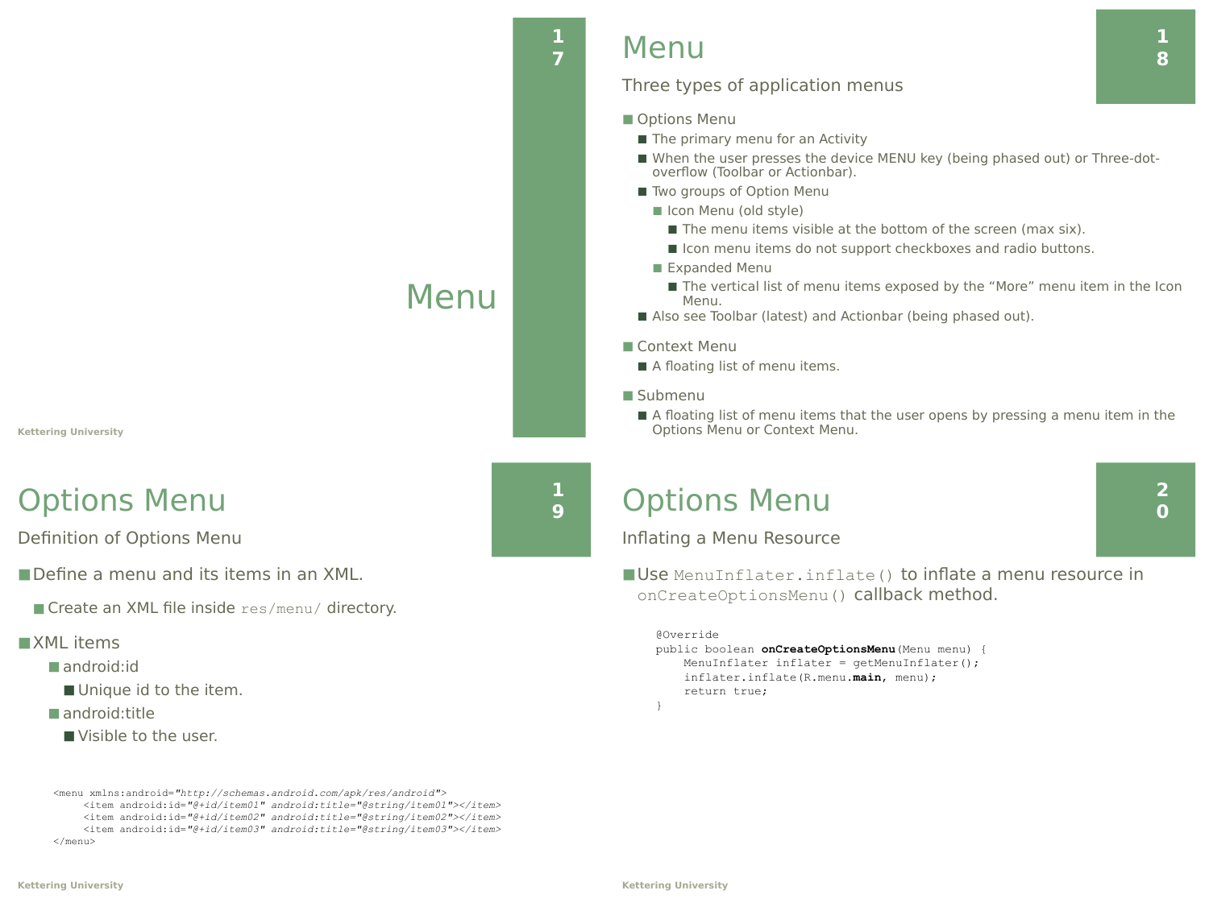# Menu

# Menu

## Three types of application menus

- Options Menu
  - The primary menu for an Activity
  - When the user presses the device MENU key (being phased out) or Three-dot-overflow (Toolbar or Actionbar).
  - Two groups of Option Menu
    - Icon Menu (old style)
      - The menu items visible at the bottom of the screen (max six).
      - Icon menu items do not support checkboxes and radio buttons.
    - Expanded Menu
      - The vertical list of menu items exposed by the “More” menu item in the Icon Menu.
  - Also see Toolbar (latest) and Actionbar (being phased out).
- Context Menu
  - A floating list of menu items.
- Submenu
  - A floating list of menu items that the user opens by pressing a menu item in the Options Menu or Context Menu.

# Options Menu

## Definition of Options Menu

- Define a menu and its items in an XML.
  - Create an XML file inside `res/menu/` directory.
- XML items
  - android:id
    - Unique id to the item.
  - android:title
    - Visible to the user.

```
<menu xmlns:android="http://schemas.android.com/apk/res/android">
     <item android:id="@+id/item01" android:title="@string/item01"></item>
     <item android:id="@+id/item02" android:title="@string/item02"></item>
     <item android:id="@+id/item03" android:title="@string/item03"></item>
</menu>
```

# Options Menu

## Inflating a Menu Resource

- Use `MenuInflater.inflate()` to inflate a menu resource in `onCreateOptionsMenu()` callback method.

```
@Override
public boolean onCreateOptionsMenu(Menu menu) {
    MenuInflater inflater = getMenuInflater();
    inflater.inflate(R.menu.main, menu);
    return true;
}
```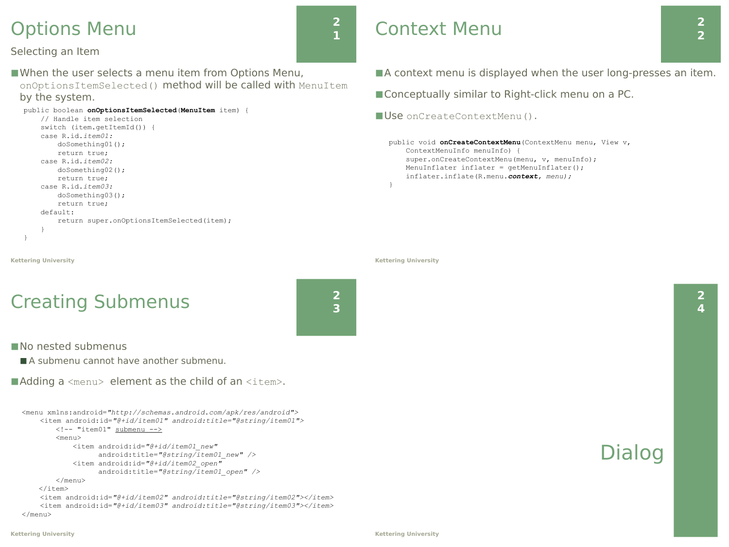# Options Menu

## Selecting an Item

- When the user selects a menu item from Options Menu, `onOptionsItemSelected()` method will be called with `MenuItem` by the system.

```
public boolean onOptionsItemSelected(MenuItem item) {
    // Handle item selection
    switch (item.getItemId()) {
    case R.id.item01:
        doSomething01();
        return true;
    case R.id.item02:
        doSomething02();
        return true;
    case R.id.item03:
        doSomething03();
        return true;
    default:
        return super.onOptionsItemSelected(item);
    }
}
```

# Context Menu

- A context menu is displayed when the user long-presses an item.
- Conceptually similar to Right-click menu on a PC.
- Use `onCreateContextMenu()`.

```
public void onCreateContextMenu(ContextMenu menu, View v,
    ContextMenuInfo menuInfo) {
    super.onCreateContextMenu(menu, v, menuInfo);
    MenuInflater inflater = getMenuInflater();
    inflater.inflate(R.menu.context, menu);
}
```

# Creating Submenus

- No nested submenus
  - A submenu cannot have another submenu.
- Adding a `<menu>` element as the child of an `<item>`.

```
<menu xmlns:android="http://schemas.android.com/apk/res/android">
    <item android:id="@+id/item01" android:title="@string/item01">
        <!-- "item01" submenu -->
        <menu>
            <item android:id="@+id/item01_new"
                  android:title="@string/item01_new" />
            <item android:id="@+id/item02_open"
                  android:title="@string/item01_open" />
        </menu>
    </item>
    <item android:id="@+id/item02" android:title="@string/item02"></item>
    <item android:id="@+id/item03" android:title="@string/item03"></item>
</menu>
```

# Dialog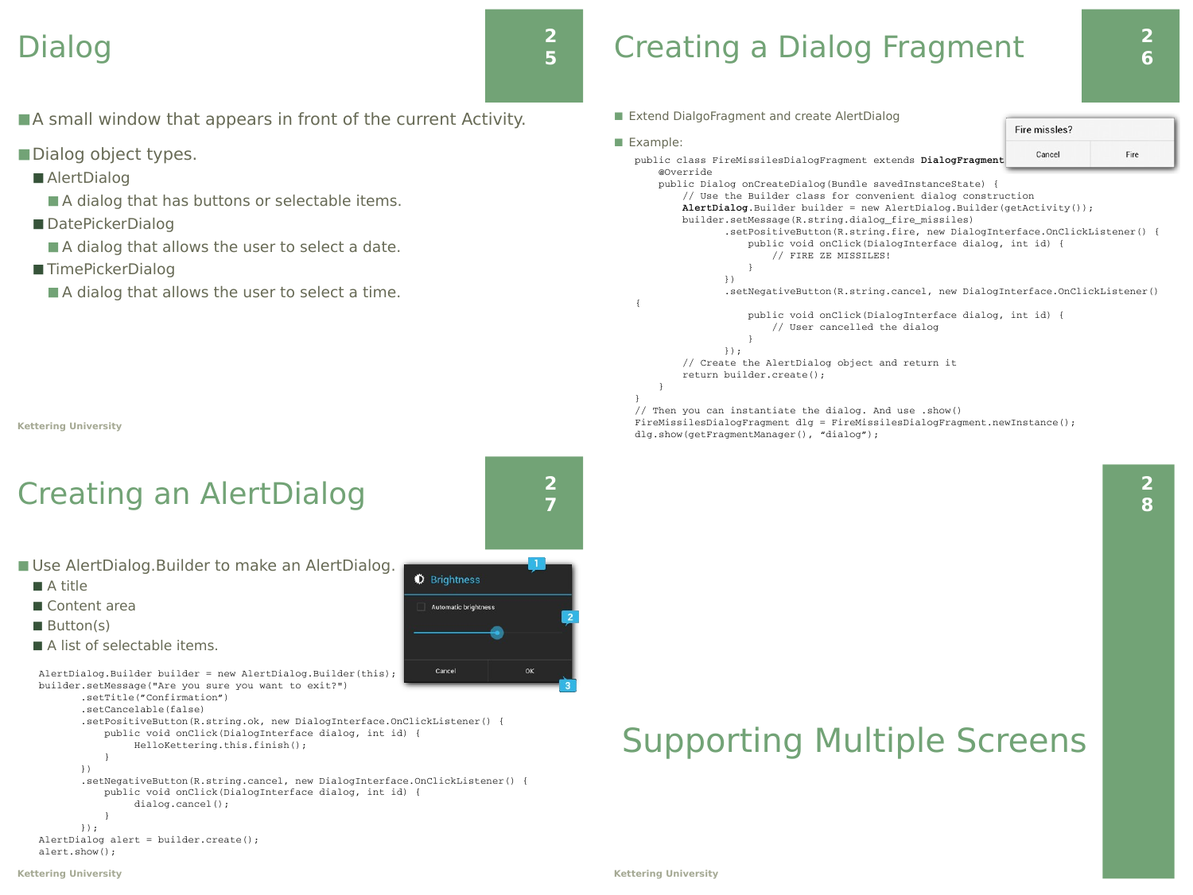# Dialog

- A small window that appears in front of the current Activity.
- Dialog object types.
  - AlertDialog
    - A dialog that has buttons or selectable items.
  - DatePickerDialog
    - A dialog that allows the user to select a date.
  - TimePickerDialog
    - A dialog that allows the user to select a time.

# Creating a Dialog Fragment

- Extend DialgoFragment and create AlertDialog
- Example:

```
public class FireMissilesDialogFragment extends DialogFragment {
    @Override
    public Dialog onCreateDialog(Bundle savedInstanceState) {
        // Use the Builder class for convenient dialog construction
        AlertDialog.Builder builder = new AlertDialog.Builder(getActivity());
        builder.setMessage(R.string.dialog_fire_missiles)
               .setPositiveButton(R.string.fire, new DialogInterface.OnClickListener() {
                   public void onClick(DialogInterface dialog, int id) {
                       // FIRE ZE MISSILES!
                   }
               })
               .setNegativeButton(R.string.cancel, new DialogInterface.OnClickListener()
{
                   public void onClick(DialogInterface dialog, int id) {
                       // User cancelled the dialog
                   }
               });
        // Create the AlertDialog object and return it
        return builder.create();
    }
}
// Then you can instantiate the dialog. And use .show()
FireMissilesDialogFragment dlg = FireMissilesDialogFragment.newInstance();
dlg.show(getFragmentManager(), "dialog");
```

# Creating an AlertDialog

- Use AlertDialog.Builder to make an AlertDialog.
  - A title
  - Content area
  - Button(s)
  - A list of selectable items.

```
AlertDialog.Builder builder = new AlertDialog.Builder(this);
builder.setMessage("Are you sure you want to exit?")
       .setTitle("Confirmation")
       .setCancelable(false)
       .setPositiveButton(R.string.ok, new DialogInterface.OnClickListener() {
           public void onClick(DialogInterface dialog, int id) {
                HelloKettering.this.finish();
           }
       })
       .setNegativeButton(R.string.cancel, new DialogInterface.OnClickListener() {
           public void onClick(DialogInterface dialog, int id) {
                dialog.cancel();
           }
       });
AlertDialog alert = builder.create();
alert.show();
```

# Supporting Multiple Screens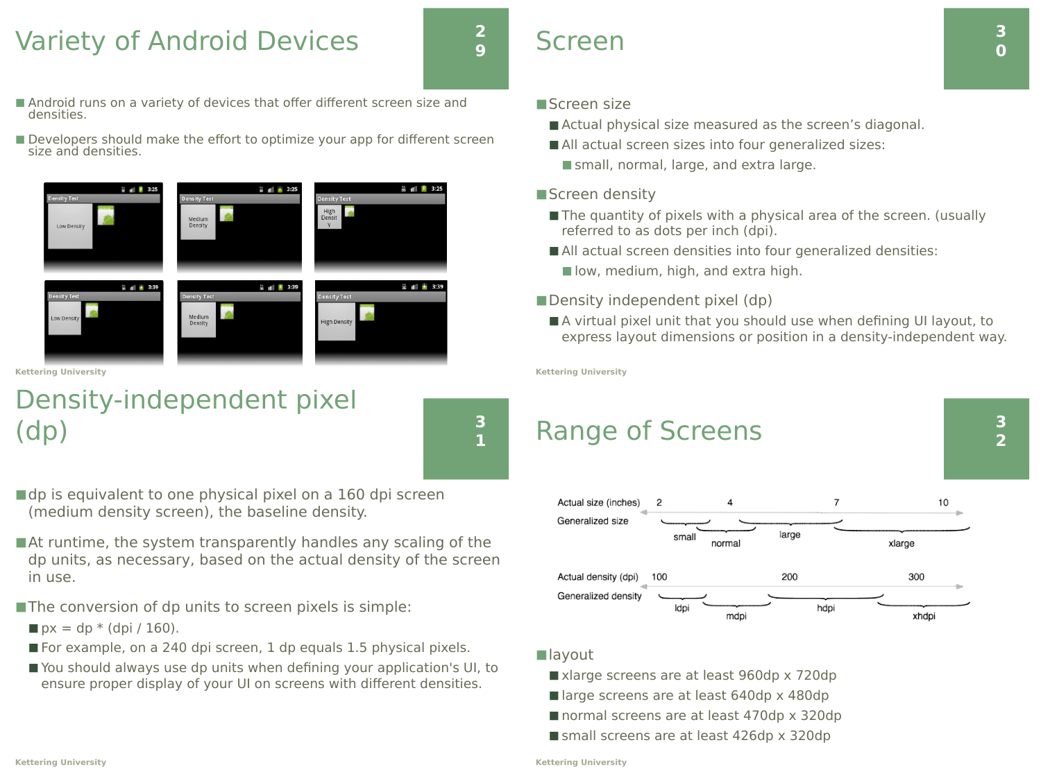# Variety of Android Devices

- Android runs on a variety of devices that offer different screen size and densities.
- Developers should make the effort to optimize your app for different screen size and densities.

# Screen

- Screen size
  - Actual physical size measured as the screen's diagonal.
  - All actual screen sizes into four generalized sizes:
    - small, normal, large, and extra large.
- Screen density
  - The quantity of pixels with a physical area of the screen. (usually referred to as dots per inch (dpi).
  - All actual screen densities into four generalized densities:
    - low, medium, high, and extra high.
- Density independent pixel (dp)
  - A virtual pixel unit that you should use when defining UI layout, to express layout dimensions or position in a density-independent way.

# Density-independent pixel (dp)

- dp is equivalent to one physical pixel on a 160 dpi screen (medium density screen), the baseline density.
- At runtime, the system transparently handles any scaling of the dp units, as necessary, based on the actual density of the screen in use.
- The conversion of dp units to screen pixels is simple:
  - px = dp * (dpi / 160).
  - For example, on a 240 dpi screen, 1 dp equals 1.5 physical pixels.
  - You should always use dp units when defining your application's UI, to ensure proper display of your UI on screens with different densities.

# Range of Screens

- layout
  - xlarge screens are at least 960dp x 720dp
  - large screens are at least 640dp x 480dp
  - normal screens are at least 470dp x 320dp
  - small screens are at least 426dp x 320dp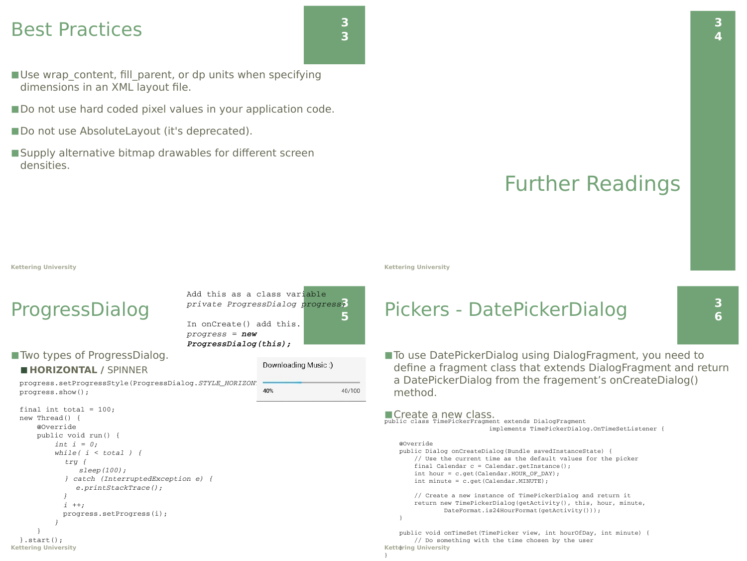# Best Practices

- Use wrap_content, fill_parent, or dp units when specifying dimensions in an XML layout file.
- Do not use hard coded pixel values in your application code.
- Do not use AbsoluteLayout (it's deprecated).
- Supply alternative bitmap drawables for different screen densities.

# Further Readings

# ProgressDialog

Add this as a class variable
*private ProgressDialog progress;*

In onCreate() add this.
*progress = **new ProgressDialog(this);***

- Two types of ProgressDialog.
  - **HORIZONTAL** / SPINNER

Downloading Music :)

40% 40/100

```
progress.setProgressStyle(ProgressDialog.STYLE_HORIZONTAL);
progress.show();

final int total = 100;
new Thread() {
    @Override
    public void run() {
        int i = 0;
        while( i < total ) {
          try {
              sleep(100);
          } catch (InterruptedException e) {
              e.printStackTrace();
          }
          i ++;
          progress.setProgress(i);
        }
    }
}.start();
```

# Pickers - DatePickerDialog

- To use DatePickerDialog using DialogFragment, you need to define a fragment class that extends DialogFragment and return a DatePickerDialog from the fragement's onCreateDialog() method.
- Create a new class.

```
public class TimePickerFragment extends DialogFragment
                            implements TimePickerDialog.OnTimeSetListener {

    @Override
    public Dialog onCreateDialog(Bundle savedInstanceState) {
        // Use the current time as the default values for the picker
        final Calendar c = Calendar.getInstance();
        int hour = c.get(Calendar.HOUR_OF_DAY);
        int minute = c.get(Calendar.MINUTE);

        // Create a new instance of TimePickerDialog and return it
        return new TimePickerDialog(getActivity(), this, hour, minute,
                DateFormat.is24HourFormat(getActivity()));
    }

    public void onTimeSet(TimePicker view, int hourOfDay, int minute) {
        // Do something with the time chosen by the user
    }
}
```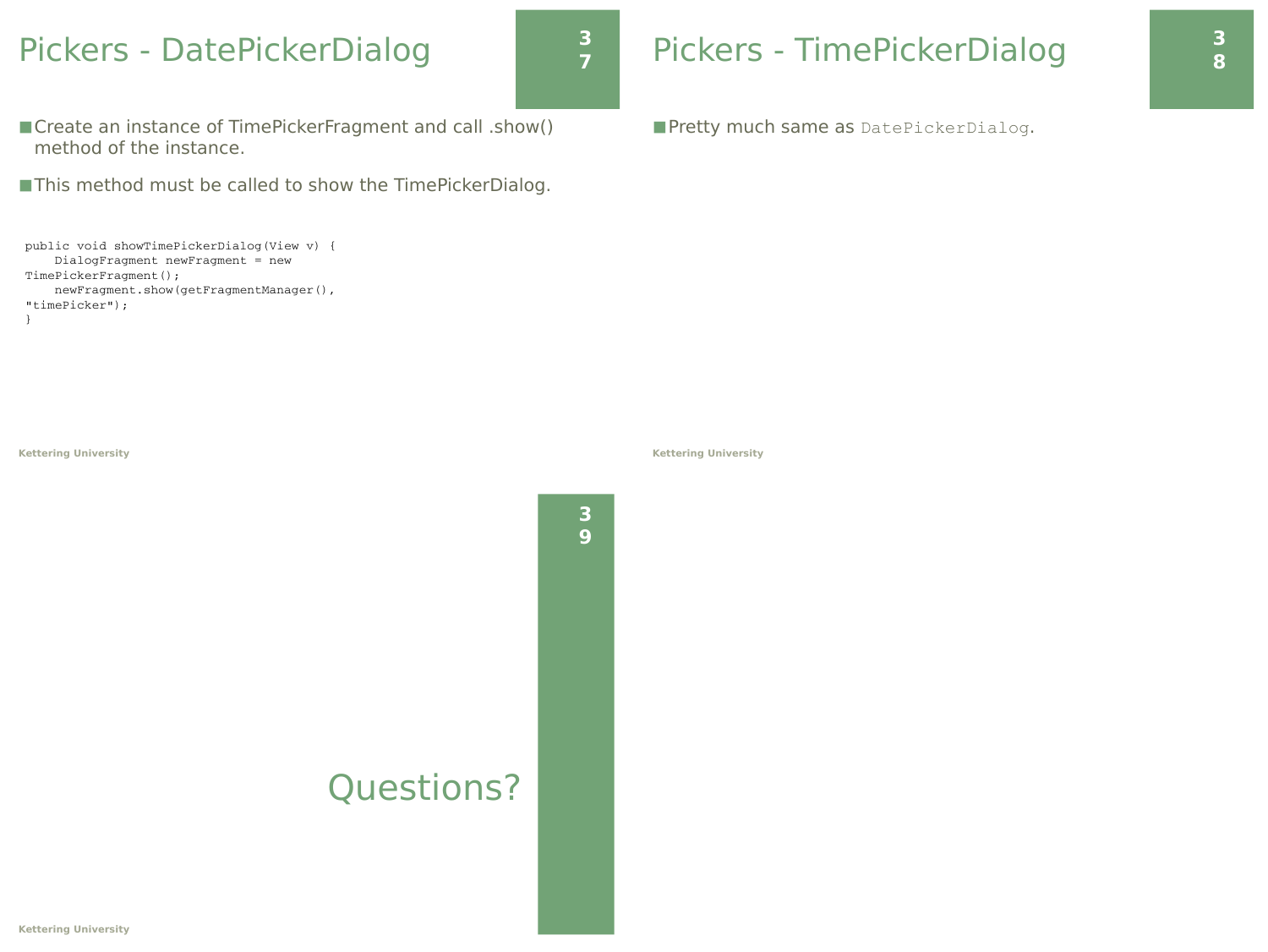# Pickers - DatePickerDialog

- Create an instance of TimePickerFragment and call .show() method of the instance.
- This method must be called to show the TimePickerDialog.

```
public void showTimePickerDialog(View v) {
    DialogFragment newFragment = new
TimePickerFragment();
    newFragment.show(getFragmentManager(),
"timePicker");
}
```

# Pickers - TimePickerDialog

- Pretty much same as `DatePickerDialog`.

# Questions?